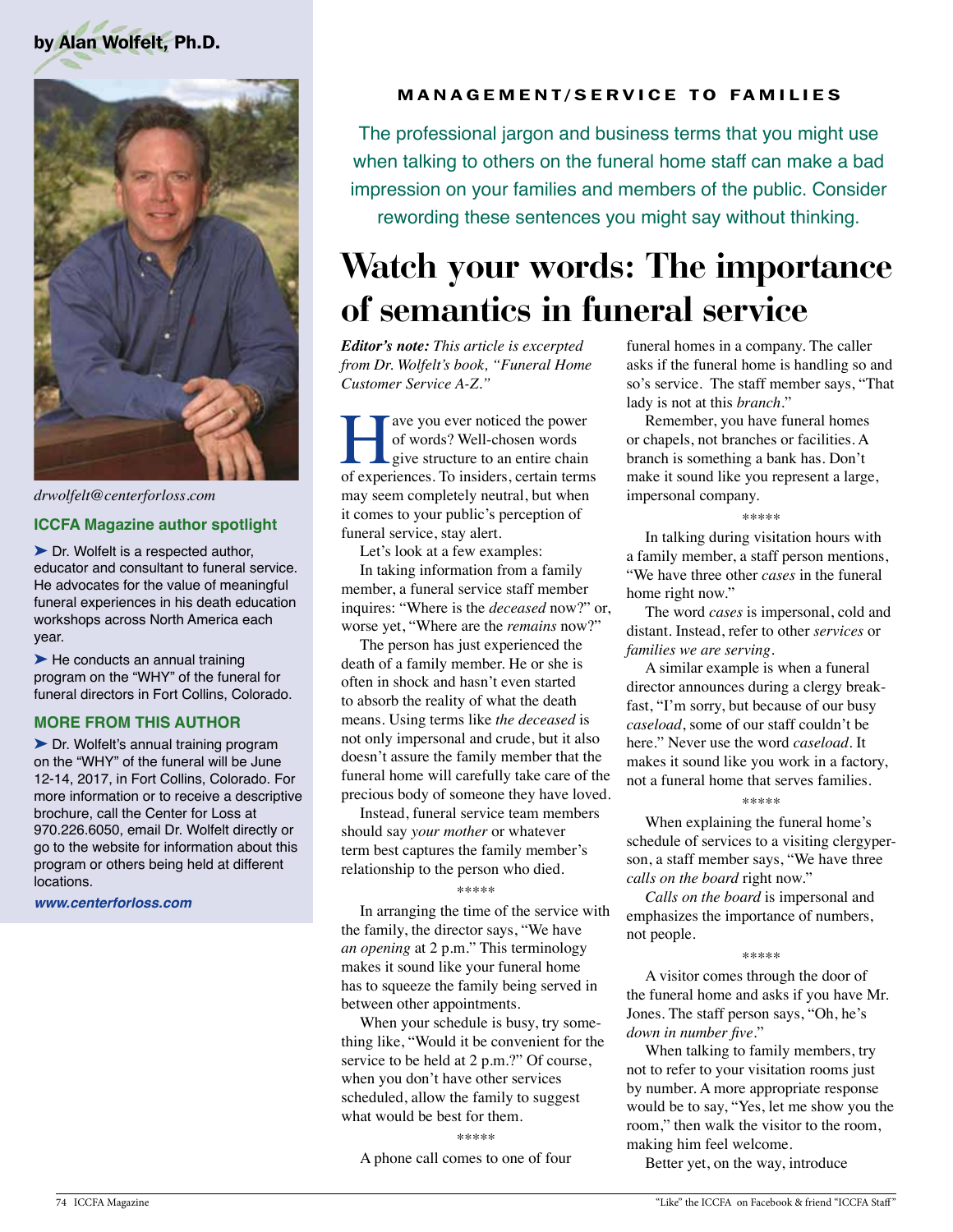by Alan Wolfelt, Ph.D.

*drwolfelt@centerforloss.com*

### ICCFA Magazine author spotlight

➤ Dr. Wolfelt is a respected author, educator and consultant to funeral service. He advocates for the value of meaningful funeral experiences in his death education workshops across North America each year.

➤ He conducts an annual training program on the "WHY" of the funeral for funeral directors in Fort Collins, Colorado.

### MORE FROM THIS AUTHOR

➤ Dr. Wolfelt's annual training program on the "WHY" of the funeral will be June 12-14, 2017, in Fort Collins, Colorado. For more information or to receive a descriptive brochure, call the Center for Loss at 970.226.6050, email Dr. Wolfelt directly or go to the website for information about this program or others being held at different locations.

***www.centerforloss.com***

**MANAGEMENT/SERVICE TO FAMILIES**

The professional jargon and business terms that you might use when talking to others on the funeral home staff can make a bad impression on your families and members of the public. Consider rewording these sentences you might say without thinking.

# Watch your words: The importance of semantics in funeral service

***Editor's note:** This article is excerpted from Dr. Wolfelt's book, "Funeral Home Customer Service A-Z."*

Have you ever noticed the power of words? Well-chosen words give structure to an entire chain of experiences. To insiders, certain terms may seem completely neutral, but when it comes to your public's perception of funeral service, stay alert.

Let's look at a few examples:

In taking information from a family member, a funeral service staff member inquires: "Where is the *deceased* now?" or, worse yet, "Where are the *remains* now?"

The person has just experienced the death of a family member. He or she is often in shock and hasn't even started to absorb the reality of what the death means. Using terms like *the deceased* is not only impersonal and crude, but it also doesn't assure the family member that the funeral home will carefully take care of the precious body of someone they have loved.

Instead, funeral service team members should say *your mother* or whatever term best captures the family member's relationship to the person who died.

\*\*\*\*\*

In arranging the time of the service with the family, the director says, "We have *an opening* at 2 p.m." This terminology makes it sound like your funeral home has to squeeze the family being served in between other appointments.

When your schedule is busy, try something like, "Would it be convenient for the service to be held at 2 p.m.?" Of course, when you don't have other services scheduled, allow the family to suggest what would be best for them.

\*\*\*\*\*

A phone call comes to one of four funeral homes in a company. The caller asks if the funeral home is handling so and so's service. The staff member says, "That lady is not at this *branch*."

Remember, you have funeral homes or chapels, not branches or facilities. A branch is something a bank has. Don't make it sound like you represent a large, impersonal company.

\*\*\*\*\*

In talking during visitation hours with a family member, a staff person mentions, "We have three other *cases* in the funeral home right now."

The word *cases* is impersonal, cold and distant. Instead, refer to other *services* or *families we are serving*.

A similar example is when a funeral director announces during a clergy breakfast, "I'm sorry, but because of our busy *caseload*, some of our staff couldn't be here." Never use the word *caseload*. It makes it sound like you work in a factory, not a funeral home that serves families.

\*\*\*\*\*

When explaining the funeral home's schedule of services to a visiting clergyperson, a staff member says, "We have three *calls on the board* right now."

*Calls on the board* is impersonal and emphasizes the importance of numbers, not people.

\*\*\*\*\*

A visitor comes through the door of the funeral home and asks if you have Mr. Jones. The staff person says, "Oh, he's *down in number five*."

When talking to family members, try not to refer to your visitation rooms just by number. A more appropriate response would be to say, "Yes, let me show you the room," then walk the visitor to the room, making him feel welcome.

Better yet, on the way, introduce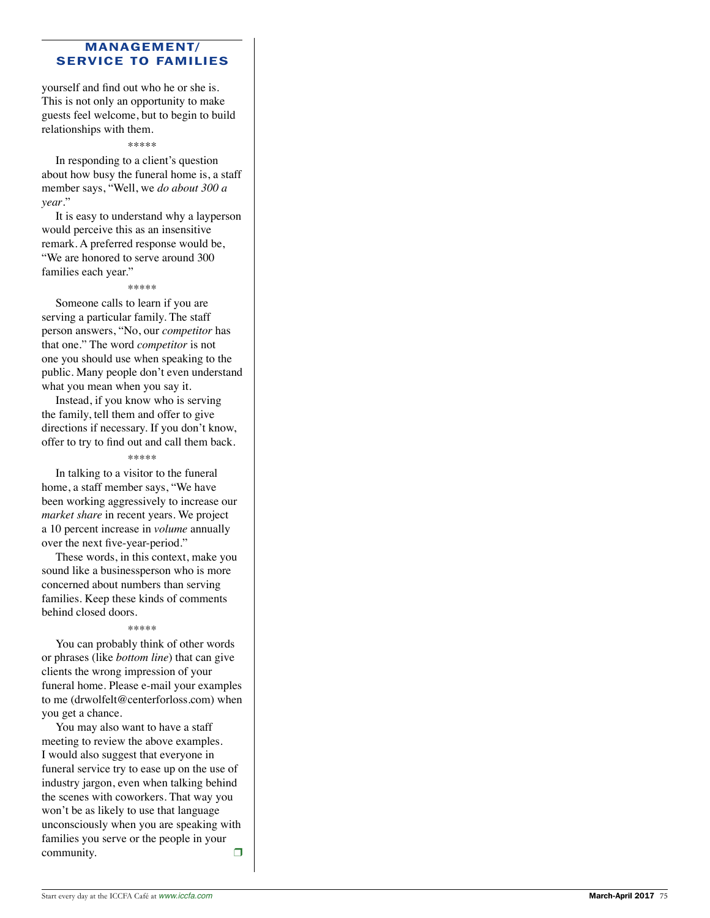## MANAGEMENT/ SERVICE TO FAMILIES

yourself and find out who he or she is. This is not only an opportunity to make guests feel welcome, but to begin to build relationships with them.

*****

In responding to a client's question about how busy the funeral home is, a staff member says, "Well, we *do about 300 a year*."

It is easy to understand why a layperson would perceive this as an insensitive remark. A preferred response would be, "We are honored to serve around 300 families each year."

*****

Someone calls to learn if you are serving a particular family. The staff person answers, "No, our *competitor* has that one." The word *competitor* is not one you should use when speaking to the public. Many people don't even understand what you mean when you say it.

Instead, if you know who is serving the family, tell them and offer to give directions if necessary. If you don't know, offer to try to find out and call them back.

*****

In talking to a visitor to the funeral home, a staff member says, "We have been working aggressively to increase our *market share* in recent years. We project a 10 percent increase in *volume* annually over the next five-year-period."

These words, in this context, make you sound like a businessperson who is more concerned about numbers than serving families. Keep these kinds of comments behind closed doors.

*****

You can probably think of other words or phrases (like *bottom line*) that can give clients the wrong impression of your funeral home. Please e-mail your examples to me (drwolfelt@centerforloss.com) when you get a chance.

You may also want to have a staff meeting to review the above examples. I would also suggest that everyone in funeral service try to ease up on the use of industry jargon, even when talking behind the scenes with coworkers. That way you won't be as likely to use that language unconsciously when you are speaking with families you serve or the people in your community. ❐